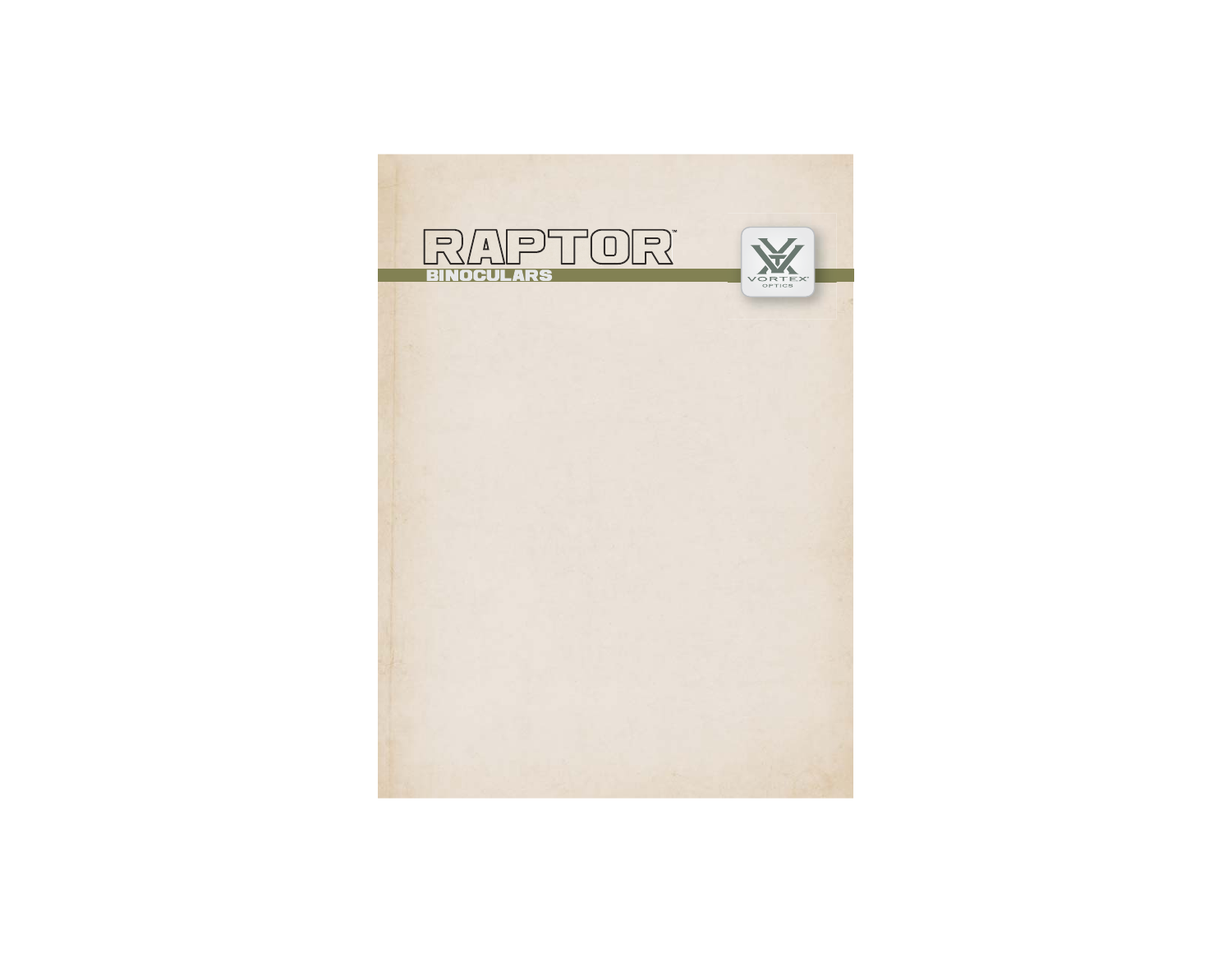# RAPTOR™

## BINOCULARS

VORTEX®
OPTICS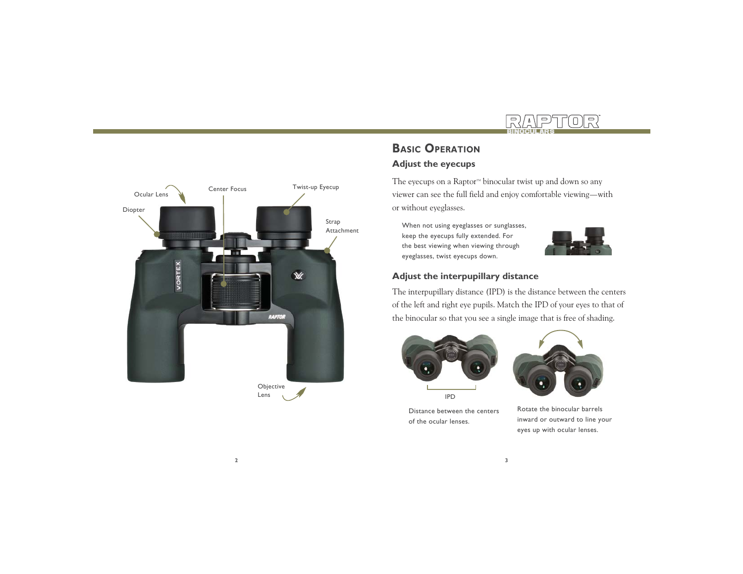Ocular Lens

Diopter

Center Focus

Twist-up Eyecup

Strap Attachment

Objective Lens

## Basic Operation

### Adjust the eyecups

The eyecups on a Raptor™ binocular twist up and down so any viewer can see the full field and enjoy comfortable viewing—with or without eyeglasses.

When not using eyeglasses or sunglasses, keep the eyecups fully extended. For the best viewing when viewing through eyeglasses, twist eyecups down.

### Adjust the interpupillary distance

The interpupillary distance (IPD) is the distance between the centers of the left and right eye pupils. Match the IPD of your eyes to that of the binocular so that you see a single image that is free of shading.

IPD

Distance between the centers of the ocular lenses.

Rotate the binocular barrels inward or outward to line your eyes up with ocular lenses.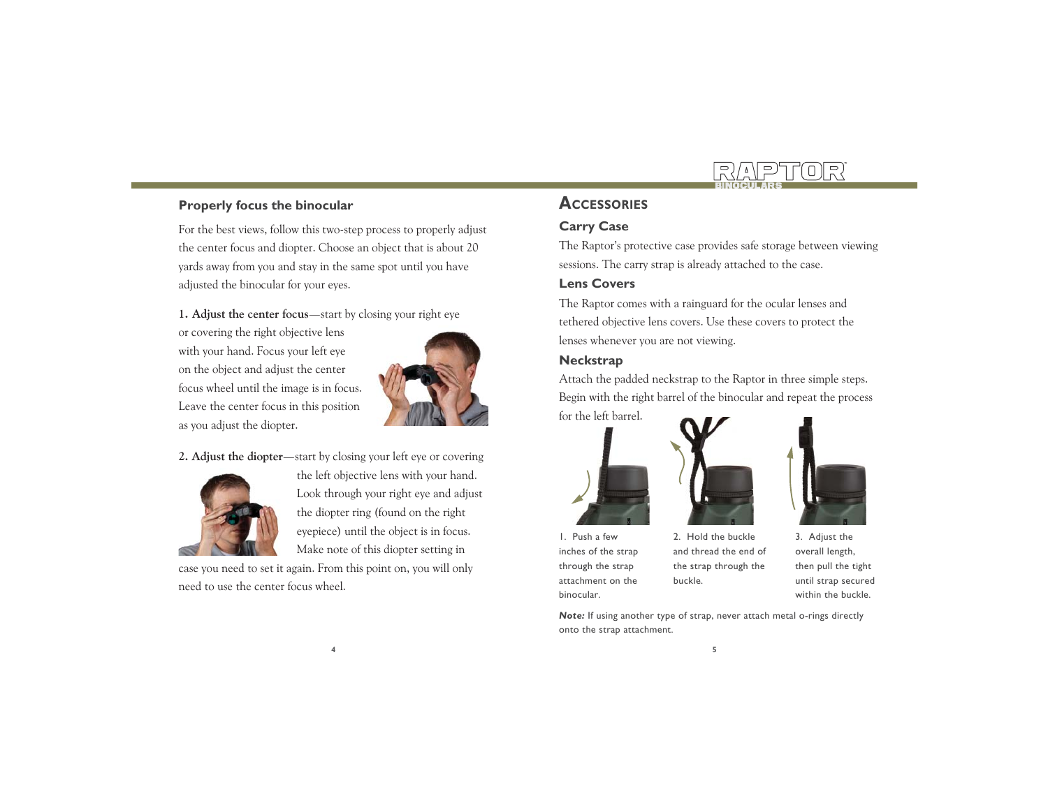## Properly focus the binocular

For the best views, follow this two-step process to properly adjust the center focus and diopter. Choose an object that is about 20 yards away from you and stay in the same spot until you have adjusted the binocular for your eyes.

**1. Adjust the center focus**—start by closing your right eye or covering the right objective lens with your hand. Focus your left eye on the object and adjust the center focus wheel until the image is in focus. Leave the center focus in this position as you adjust the diopter.

**2. Adjust the diopter**—start by closing your left eye or covering the left objective lens with your hand. Look through your right eye and adjust the diopter ring (found on the right eyepiece) until the object is in focus. Make note of this diopter setting in case you need to set it again. From this point on, you will only need to use the center focus wheel.

## Accessories

### Carry Case

The Raptor's protective case provides safe storage between viewing sessions. The carry strap is already attached to the case.

### Lens Covers

The Raptor comes with a rainguard for the ocular lenses and tethered objective lens covers. Use these covers to protect the lenses whenever you are not viewing.

### Neckstrap

Attach the padded neckstrap to the Raptor in three simple steps. Begin with the right barrel of the binocular and repeat the process for the left barrel.

1. Push a few inches of the strap through the strap attachment on the binocular.

2. Hold the buckle and thread the end of the strap through the buckle.

3. Adjust the overall length, then pull the tight until strap secured within the buckle.

***Note:*** If using another type of strap, never attach metal o-rings directly onto the strap attachment.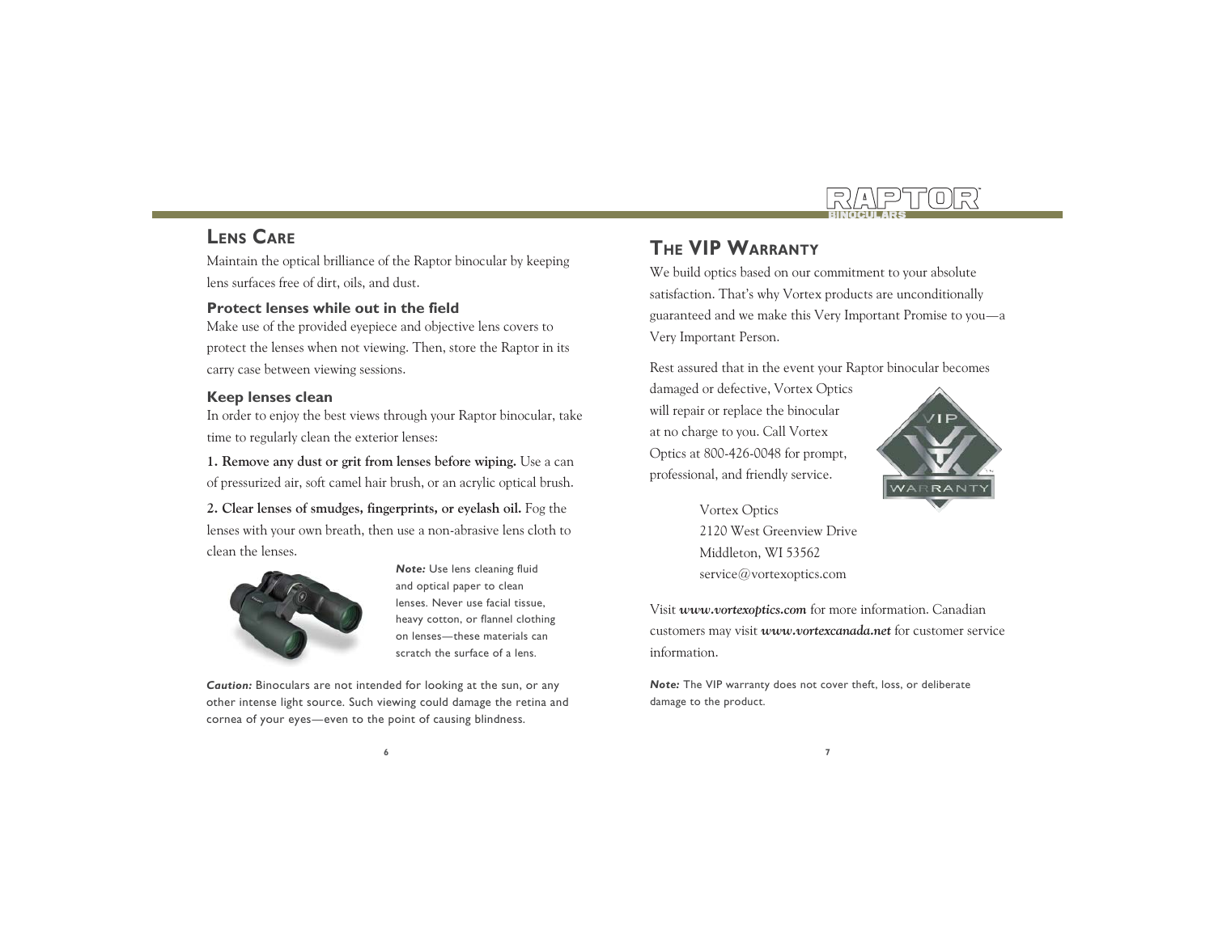## Lens Care

Maintain the optical brilliance of the Raptor binocular by keeping lens surfaces free of dirt, oils, and dust.

### Protect lenses while out in the field

Make use of the provided eyepiece and objective lens covers to protect the lenses when not viewing. Then, store the Raptor in its carry case between viewing sessions.

### Keep lenses clean

In order to enjoy the best views through your Raptor binocular, take time to regularly clean the exterior lenses:

**1. Remove any dust or grit from lenses before wiping.** Use a can of pressurized air, soft camel hair brush, or an acrylic optical brush.

**2. Clear lenses of smudges, fingerprints, or eyelash oil.** Fog the lenses with your own breath, then use a non-abrasive lens cloth to clean the lenses.

***Note:*** Use lens cleaning fluid and optical paper to clean lenses. Never use facial tissue, heavy cotton, or flannel clothing on lenses—these materials can scratch the surface of a lens.

***Caution:*** Binoculars are not intended for looking at the sun, or any other intense light source. Such viewing could damage the retina and cornea of your eyes—even to the point of causing blindness.

## The VIP Warranty

We build optics based on our commitment to your absolute satisfaction. That's why Vortex products are unconditionally guaranteed and we make this Very Important Promise to you—a Very Important Person.

Rest assured that in the event your Raptor binocular becomes damaged or defective, Vortex Optics will repair or replace the binocular at no charge to you. Call Vortex Optics at 800-426-0048 for prompt, professional, and friendly service.

Vortex Optics
2120 West Greenview Drive
Middleton, WI 53562
service@vortexoptics.com

Visit ***www.vortexoptics.com*** for more information. Canadian customers may visit ***www.vortexcanada.net*** for customer service information.

***Note:*** The VIP warranty does not cover theft, loss, or deliberate damage to the product.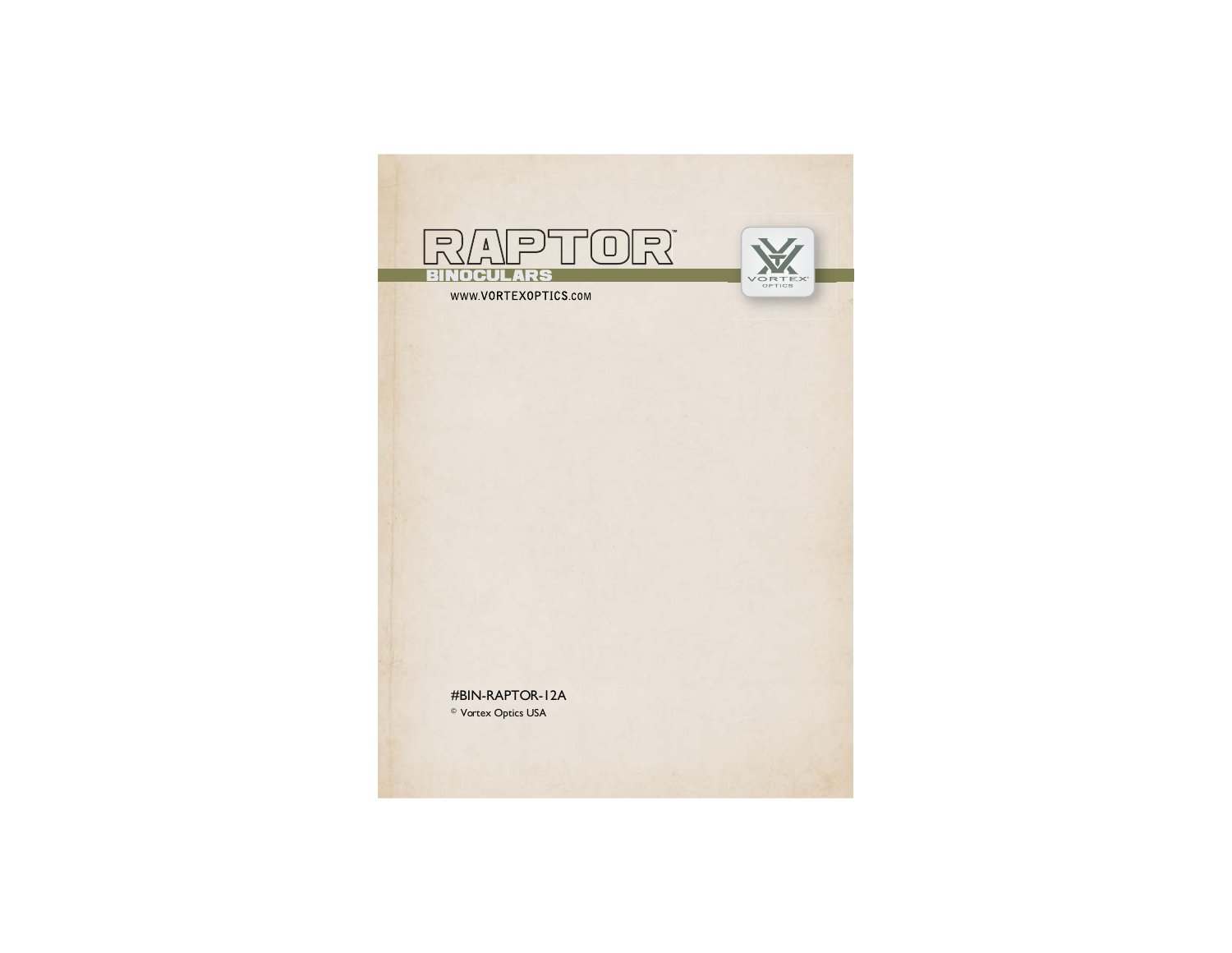# RAPTOR™

## BINOCULARS

WWW.VORTEXOPTICS.COM

VORTEX® OPTICS

#BIN-RAPTOR-12A

© Vortex Optics USA